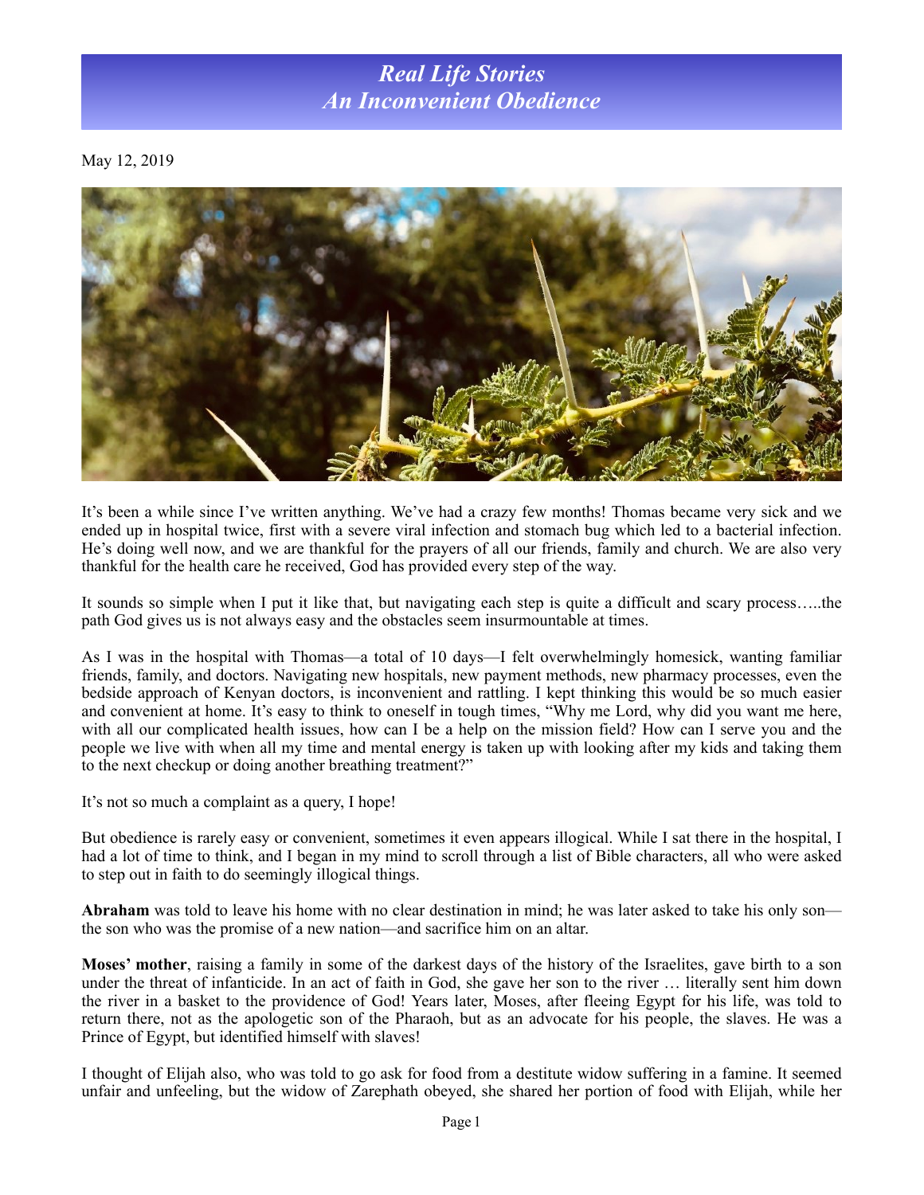# *Real Life Stories*
# *An Inconvenient Obedience*

May 12, 2019

It's been a while since I've written anything. We've had a crazy few months! Thomas became very sick and we ended up in hospital twice, first with a severe viral infection and stomach bug which led to a bacterial infection. He's doing well now, and we are thankful for the prayers of all our friends, family and church. We are also very thankful for the health care he received, God has provided every step of the way.

It sounds so simple when I put it like that, but navigating each step is quite a difficult and scary process…..the path God gives us is not always easy and the obstacles seem insurmountable at times.

As I was in the hospital with Thomas—a total of 10 days—I felt overwhelmingly homesick, wanting familiar friends, family, and doctors. Navigating new hospitals, new payment methods, new pharmacy processes, even the bedside approach of Kenyan doctors, is inconvenient and rattling. I kept thinking this would be so much easier and convenient at home. It's easy to think to oneself in tough times, "Why me Lord, why did you want me here, with all our complicated health issues, how can I be a help on the mission field? How can I serve you and the people we live with when all my time and mental energy is taken up with looking after my kids and taking them to the next checkup or doing another breathing treatment?"

It's not so much a complaint as a query, I hope!

But obedience is rarely easy or convenient, sometimes it even appears illogical. While I sat there in the hospital, I had a lot of time to think, and I began in my mind to scroll through a list of Bible characters, all who were asked to step out in faith to do seemingly illogical things.

**Abraham** was told to leave his home with no clear destination in mind; he was later asked to take his only son—the son who was the promise of a new nation—and sacrifice him on an altar.

**Moses' mother**, raising a family in some of the darkest days of the history of the Israelites, gave birth to a son under the threat of infanticide. In an act of faith in God, she gave her son to the river … literally sent him down the river in a basket to the providence of God! Years later, Moses, after fleeing Egypt for his life, was told to return there, not as the apologetic son of the Pharaoh, but as an advocate for his people, the slaves. He was a Prince of Egypt, but identified himself with slaves!

I thought of Elijah also, who was told to go ask for food from a destitute widow suffering in a famine. It seemed unfair and unfeeling, but the widow of Zarephath obeyed, she shared her portion of food with Elijah, while her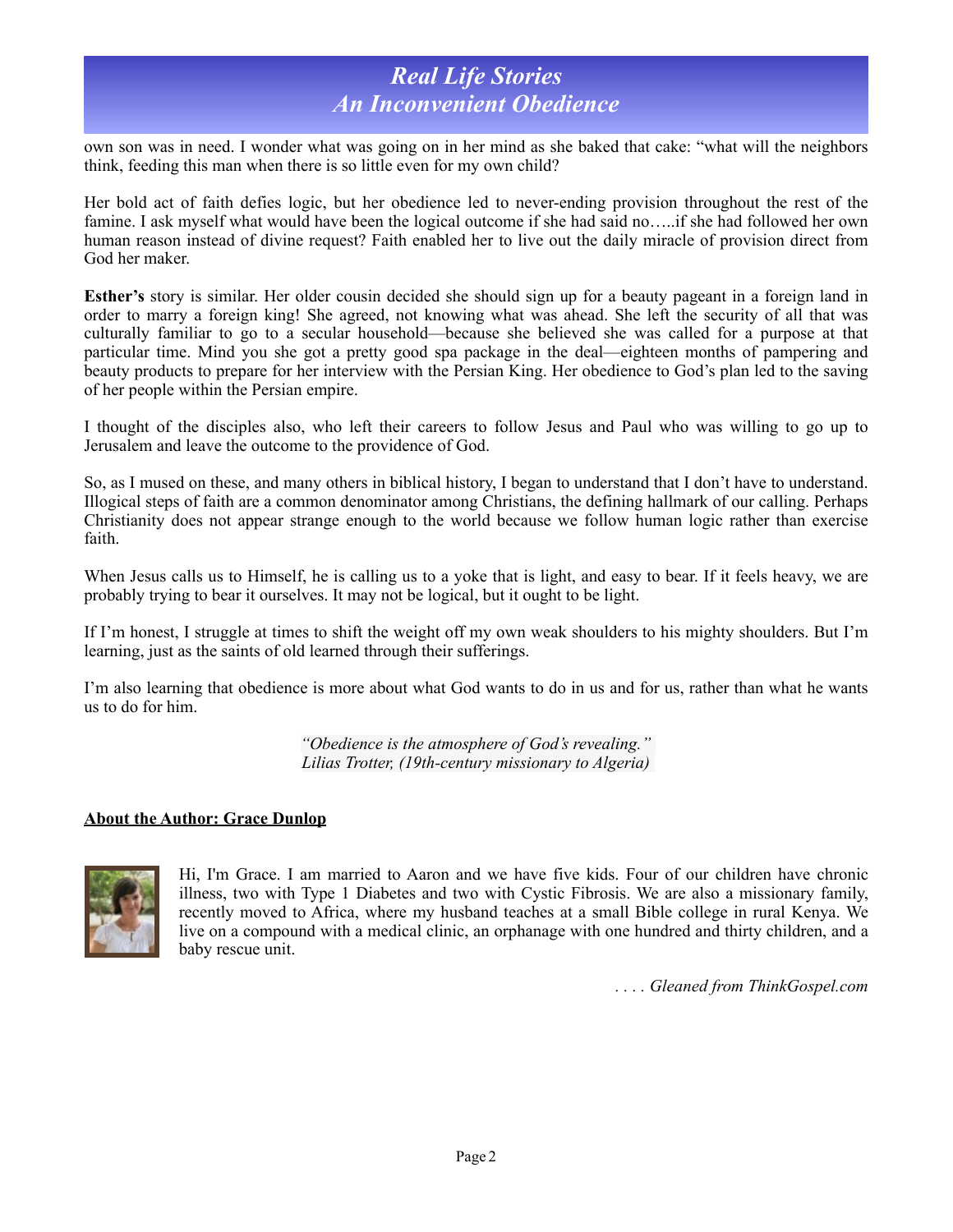own son was in need. I wonder what was going on in her mind as she baked that cake: "what will the neighbors think, feeding this man when there is so little even for my own child?

Her bold act of faith defies logic, but her obedience led to never-ending provision throughout the rest of the famine. I ask myself what would have been the logical outcome if she had said no…..if she had followed her own human reason instead of divine request? Faith enabled her to live out the daily miracle of provision direct from God her maker.

**Esther's** story is similar. Her older cousin decided she should sign up for a beauty pageant in a foreign land in order to marry a foreign king! She agreed, not knowing what was ahead. She left the security of all that was culturally familiar to go to a secular household—because she believed she was called for a purpose at that particular time. Mind you she got a pretty good spa package in the deal—eighteen months of pampering and beauty products to prepare for her interview with the Persian King. Her obedience to God's plan led to the saving of her people within the Persian empire.

I thought of the disciples also, who left their careers to follow Jesus and Paul who was willing to go up to Jerusalem and leave the outcome to the providence of God.

So, as I mused on these, and many others in biblical history, I began to understand that I don't have to understand. Illogical steps of faith are a common denominator among Christians, the defining hallmark of our calling. Perhaps Christianity does not appear strange enough to the world because we follow human logic rather than exercise faith.

When Jesus calls us to Himself, he is calling us to a yoke that is light, and easy to bear. If it feels heavy, we are probably trying to bear it ourselves. It may not be logical, but it ought to be light.

If I'm honest, I struggle at times to shift the weight off my own weak shoulders to his mighty shoulders. But I'm learning, just as the saints of old learned through their sufferings.

I'm also learning that obedience is more about what God wants to do in us and for us, rather than what he wants us to do for him.

*"Obedience is the atmosphere of God's revealing."*
*Lilias Trotter, (19th-century missionary to Algeria)*

**About the Author: Grace Dunlop**

Hi, I'm Grace. I am married to Aaron and we have five kids. Four of our children have chronic illness, two with Type 1 Diabetes and two with Cystic Fibrosis. We are also a missionary family, recently moved to Africa, where my husband teaches at a small Bible college in rural Kenya. We live on a compound with a medical clinic, an orphanage with one hundred and thirty children, and a baby rescue unit.

*. . . . Gleaned from ThinkGospel.com*